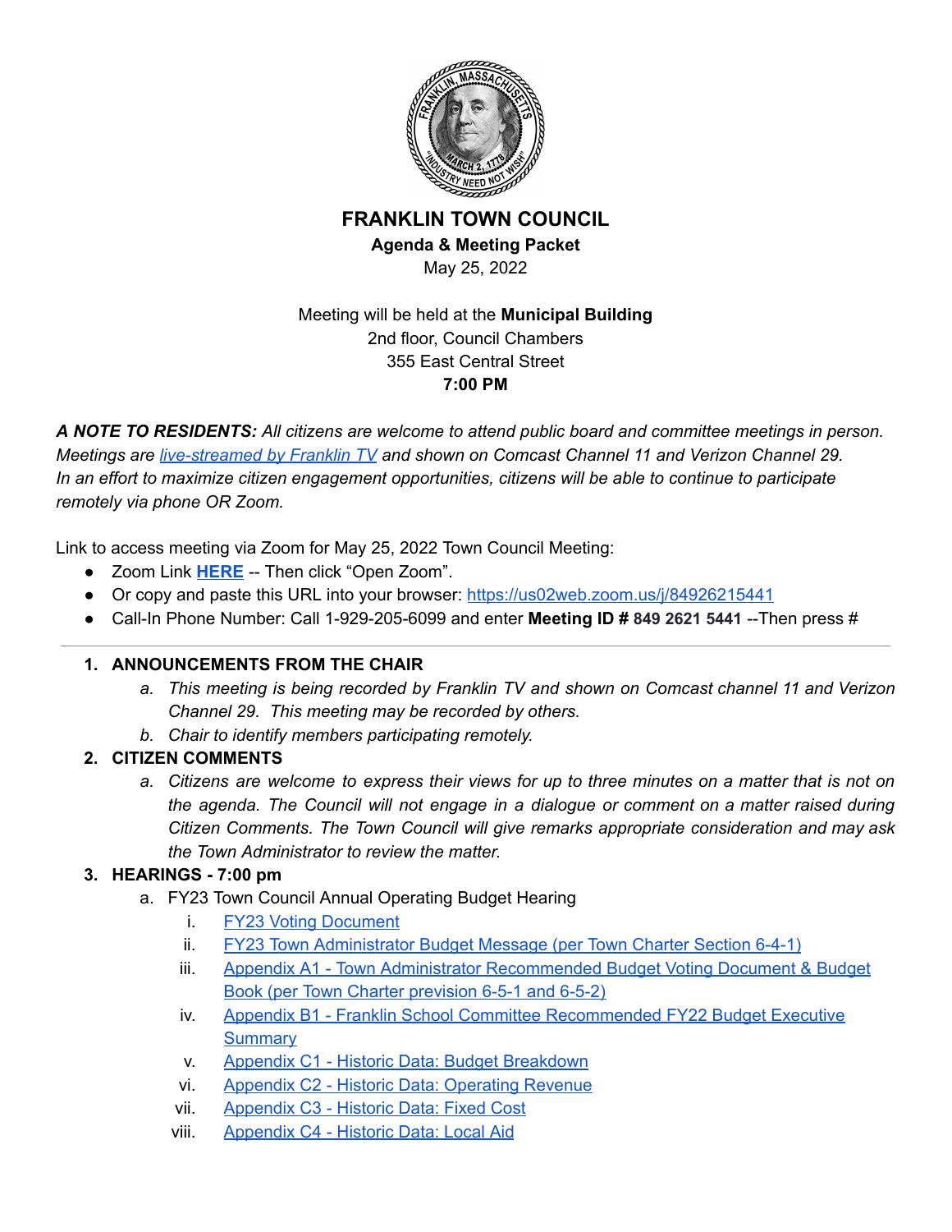# FRANKLIN TOWN COUNCIL

**Agenda & Meeting Packet**

May 25, 2022

Meeting will be held at the **Municipal Building**
2nd floor, Council Chambers
355 East Central Street
**7:00 PM**

***A NOTE TO RESIDENTS:*** *All citizens are welcome to attend public board and committee meetings in person. Meetings are live-streamed by Franklin TV and shown on Comcast Channel 11 and Verizon Channel 29. In an effort to maximize citizen engagement opportunities, citizens will be able to continue to participate remotely via phone OR Zoom.*

Link to access meeting via Zoom for May 25, 2022 Town Council Meeting:

- Zoom Link **HERE** -- Then click "Open Zoom".
- Or copy and paste this URL into your browser: https://us02web.zoom.us/j/84926215441
- Call-In Phone Number: Call 1-929-205-6099 and enter **Meeting ID # 849 2621 5441** --Then press #

---

1. **ANNOUNCEMENTS FROM THE CHAIR**
   a. *This meeting is being recorded by Franklin TV and shown on Comcast channel 11 and Verizon Channel 29. This meeting may be recorded by others.*
   b. *Chair to identify members participating remotely.*
2. **CITIZEN COMMENTS**
   a. *Citizens are welcome to express their views for up to three minutes on a matter that is not on the agenda. The Council will not engage in a dialogue or comment on a matter raised during Citizen Comments. The Town Council will give remarks appropriate consideration and may ask the Town Administrator to review the matter.*
3. **HEARINGS - 7:00 pm**
   a. FY23 Town Council Annual Operating Budget Hearing
      i. FY23 Voting Document
      ii. FY23 Town Administrator Budget Message (per Town Charter Section 6-4-1)
      iii. Appendix A1 - Town Administrator Recommended Budget Voting Document & Budget Book (per Town Charter prevision 6-5-1 and 6-5-2)
      iv. Appendix B1 - Franklin School Committee Recommended FY22 Budget Executive Summary
      v. Appendix C1 - Historic Data: Budget Breakdown
      vi. Appendix C2 - Historic Data: Operating Revenue
      vii. Appendix C3 - Historic Data: Fixed Cost
      viii. Appendix C4 - Historic Data: Local Aid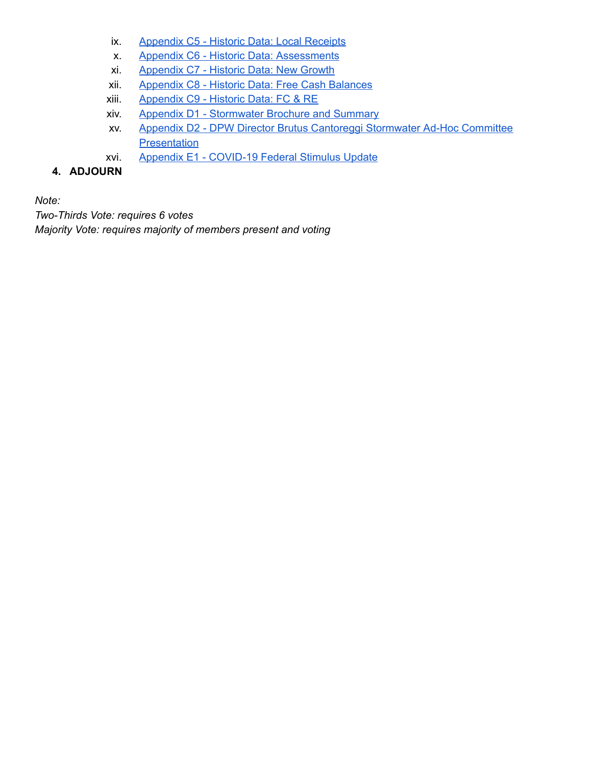ix. Appendix C5 - Historic Data: Local Receipts
x. Appendix C6 - Historic Data: Assessments
xi. Appendix C7 - Historic Data: New Growth
xii. Appendix C8 - Historic Data: Free Cash Balances
xiii. Appendix C9 - Historic Data: FC & RE
xiv. Appendix D1 - Stormwater Brochure and Summary
xv. Appendix D2 - DPW Director Brutus Cantoreggi Stormwater Ad-Hoc Committee Presentation
xvi. Appendix E1 - COVID-19 Federal Stimulus Update

4. **ADJOURN**

*Note:*
*Two-Thirds Vote: requires 6 votes*
*Majority Vote: requires majority of members present and voting*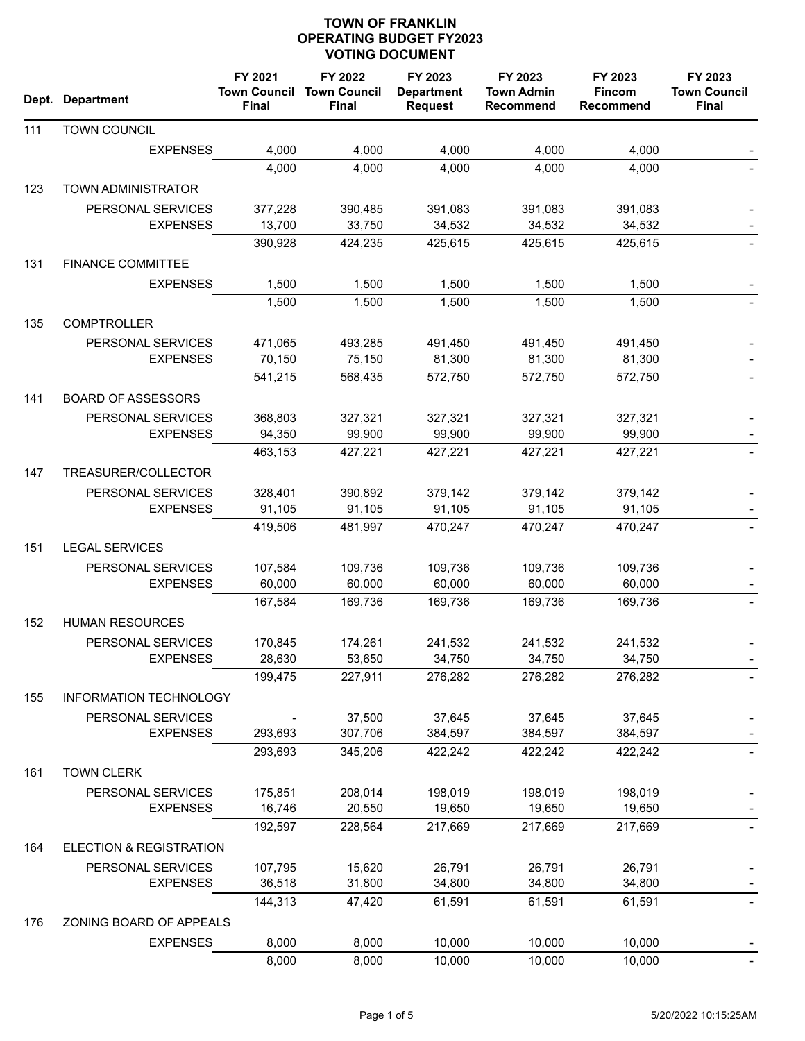# TOWN OF FRANKLIN
## OPERATING BUDGET FY2023
## VOTING DOCUMENT

| Dept. | Department | FY 2021 Town Council Final | FY 2022 Town Council Final | FY 2023 Department Request | FY 2023 Town Admin Recommend | FY 2023 Fincom Recommend | FY 2023 Town Council Final |
|---|---|---|---|---|---|---|---|
| 111 | TOWN COUNCIL | | | | | | |
| | EXPENSES | 4,000 | 4,000 | 4,000 | 4,000 | 4,000 | - |
| | | 4,000 | 4,000 | 4,000 | 4,000 | 4,000 | - |
| 123 | TOWN ADMINISTRATOR | | | | | | |
| | PERSONAL SERVICES | 377,228 | 390,485 | 391,083 | 391,083 | 391,083 | - |
| | EXPENSES | 13,700 | 33,750 | 34,532 | 34,532 | 34,532 | - |
| | | 390,928 | 424,235 | 425,615 | 425,615 | 425,615 | - |
| 131 | FINANCE COMMITTEE | | | | | | |
| | EXPENSES | 1,500 | 1,500 | 1,500 | 1,500 | 1,500 | - |
| | | 1,500 | 1,500 | 1,500 | 1,500 | 1,500 | - |
| 135 | COMPTROLLER | | | | | | |
| | PERSONAL SERVICES | 471,065 | 493,285 | 491,450 | 491,450 | 491,450 | - |
| | EXPENSES | 70,150 | 75,150 | 81,300 | 81,300 | 81,300 | - |
| | | 541,215 | 568,435 | 572,750 | 572,750 | 572,750 | - |
| 141 | BOARD OF ASSESSORS | | | | | | |
| | PERSONAL SERVICES | 368,803 | 327,321 | 327,321 | 327,321 | 327,321 | - |
| | EXPENSES | 94,350 | 99,900 | 99,900 | 99,900 | 99,900 | - |
| | | 463,153 | 427,221 | 427,221 | 427,221 | 427,221 | - |
| 147 | TREASURER/COLLECTOR | | | | | | |
| | PERSONAL SERVICES | 328,401 | 390,892 | 379,142 | 379,142 | 379,142 | - |
| | EXPENSES | 91,105 | 91,105 | 91,105 | 91,105 | 91,105 | - |
| | | 419,506 | 481,997 | 470,247 | 470,247 | 470,247 | - |
| 151 | LEGAL SERVICES | | | | | | |
| | PERSONAL SERVICES | 107,584 | 109,736 | 109,736 | 109,736 | 109,736 | - |
| | EXPENSES | 60,000 | 60,000 | 60,000 | 60,000 | 60,000 | - |
| | | 167,584 | 169,736 | 169,736 | 169,736 | 169,736 | - |
| 152 | HUMAN RESOURCES | | | | | | |
| | PERSONAL SERVICES | 170,845 | 174,261 | 241,532 | 241,532 | 241,532 | - |
| | EXPENSES | 28,630 | 53,650 | 34,750 | 34,750 | 34,750 | - |
| | | 199,475 | 227,911 | 276,282 | 276,282 | 276,282 | - |
| 155 | INFORMATION TECHNOLOGY | | | | | | |
| | PERSONAL SERVICES | - | 37,500 | 37,645 | 37,645 | 37,645 | - |
| | EXPENSES | 293,693 | 307,706 | 384,597 | 384,597 | 384,597 | - |
| | | 293,693 | 345,206 | 422,242 | 422,242 | 422,242 | - |
| 161 | TOWN CLERK | | | | | | |
| | PERSONAL SERVICES | 175,851 | 208,014 | 198,019 | 198,019 | 198,019 | - |
| | EXPENSES | 16,746 | 20,550 | 19,650 | 19,650 | 19,650 | - |
| | | 192,597 | 228,564 | 217,669 | 217,669 | 217,669 | - |
| 164 | ELECTION & REGISTRATION | | | | | | |
| | PERSONAL SERVICES | 107,795 | 15,620 | 26,791 | 26,791 | 26,791 | - |
| | EXPENSES | 36,518 | 31,800 | 34,800 | 34,800 | 34,800 | - |
| | | 144,313 | 47,420 | 61,591 | 61,591 | 61,591 | - |
| 176 | ZONING BOARD OF APPEALS | | | | | | |
| | EXPENSES | 8,000 | 8,000 | 10,000 | 10,000 | 10,000 | - |
| | | 8,000 | 8,000 | 10,000 | 10,000 | 10,000 | - |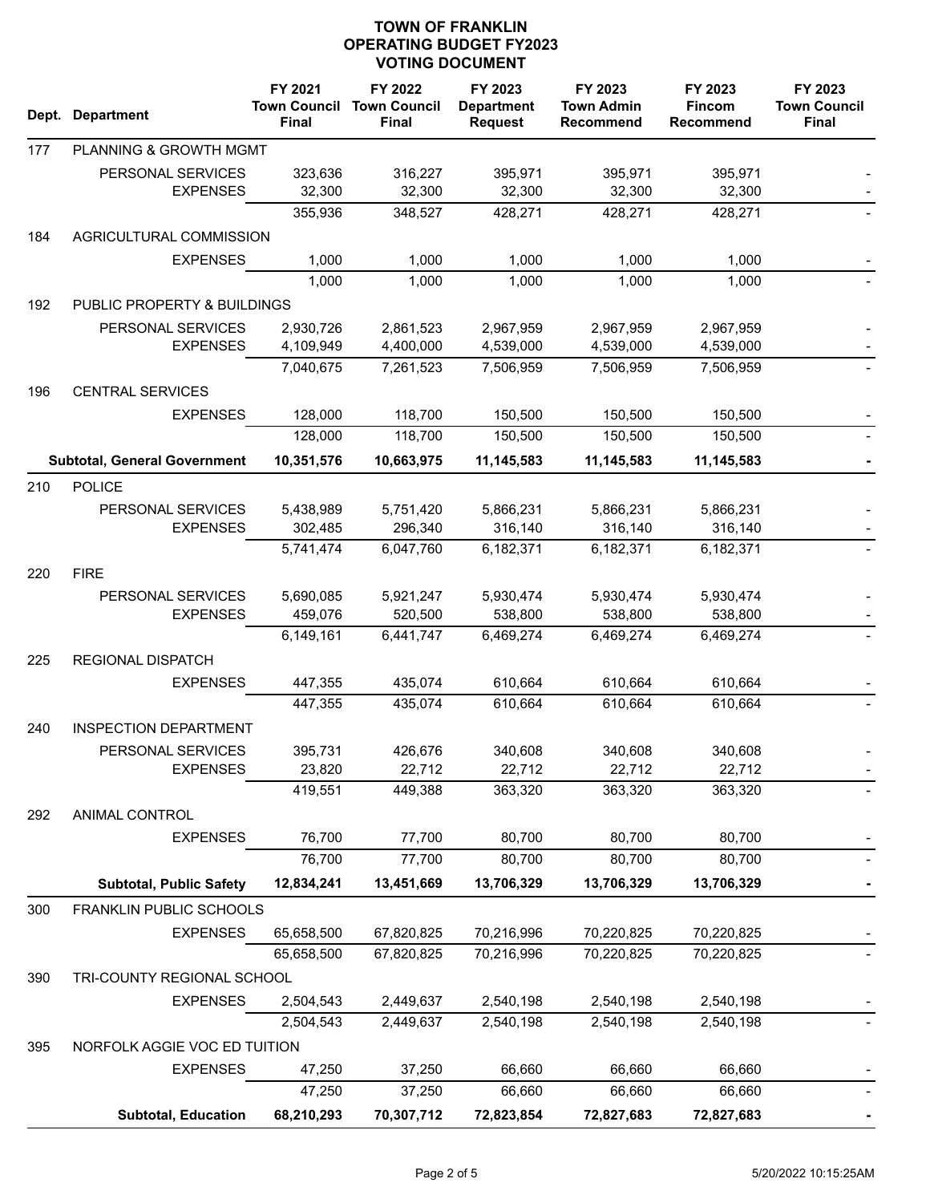# TOWN OF FRANKLIN
## OPERATING BUDGET FY2023
### VOTING DOCUMENT

| Dept. | Department | FY 2021 Town Council Final | FY 2022 Town Council Final | FY 2023 Department Request | FY 2023 Town Admin Recommend | FY 2023 Fincom Recommend | FY 2023 Town Council Final |
|---|---|---|---|---|---|---|---|
| 177 | PLANNING & GROWTH MGMT | | | | | | |
| | PERSONAL SERVICES | 323,636 | 316,227 | 395,971 | 395,971 | 395,971 | - |
| | EXPENSES | 32,300 | 32,300 | 32,300 | 32,300 | 32,300 | - |
| | | 355,936 | 348,527 | 428,271 | 428,271 | 428,271 | - |
| 184 | AGRICULTURAL COMMISSION | | | | | | |
| | EXPENSES | 1,000 | 1,000 | 1,000 | 1,000 | 1,000 | - |
| | | 1,000 | 1,000 | 1,000 | 1,000 | 1,000 | - |
| 192 | PUBLIC PROPERTY & BUILDINGS | | | | | | |
| | PERSONAL SERVICES | 2,930,726 | 2,861,523 | 2,967,959 | 2,967,959 | 2,967,959 | - |
| | EXPENSES | 4,109,949 | 4,400,000 | 4,539,000 | 4,539,000 | 4,539,000 | - |
| | | 7,040,675 | 7,261,523 | 7,506,959 | 7,506,959 | 7,506,959 | - |
| 196 | CENTRAL SERVICES | | | | | | |
| | EXPENSES | 128,000 | 118,700 | 150,500 | 150,500 | 150,500 | - |
| | | 128,000 | 118,700 | 150,500 | 150,500 | 150,500 | - |
| | **Subtotal, General Government** | **10,351,576** | **10,663,975** | **11,145,583** | **11,145,583** | **11,145,583** | **-** |
| 210 | POLICE | | | | | | |
| | PERSONAL SERVICES | 5,438,989 | 5,751,420 | 5,866,231 | 5,866,231 | 5,866,231 | - |
| | EXPENSES | 302,485 | 296,340 | 316,140 | 316,140 | 316,140 | - |
| | | 5,741,474 | 6,047,760 | 6,182,371 | 6,182,371 | 6,182,371 | - |
| 220 | FIRE | | | | | | |
| | PERSONAL SERVICES | 5,690,085 | 5,921,247 | 5,930,474 | 5,930,474 | 5,930,474 | - |
| | EXPENSES | 459,076 | 520,500 | 538,800 | 538,800 | 538,800 | - |
| | | 6,149,161 | 6,441,747 | 6,469,274 | 6,469,274 | 6,469,274 | - |
| 225 | REGIONAL DISPATCH | | | | | | |
| | EXPENSES | 447,355 | 435,074 | 610,664 | 610,664 | 610,664 | - |
| | | 447,355 | 435,074 | 610,664 | 610,664 | 610,664 | - |
| 240 | INSPECTION DEPARTMENT | | | | | | |
| | PERSONAL SERVICES | 395,731 | 426,676 | 340,608 | 340,608 | 340,608 | - |
| | EXPENSES | 23,820 | 22,712 | 22,712 | 22,712 | 22,712 | - |
| | | 419,551 | 449,388 | 363,320 | 363,320 | 363,320 | - |
| 292 | ANIMAL CONTROL | | | | | | |
| | EXPENSES | 76,700 | 77,700 | 80,700 | 80,700 | 80,700 | - |
| | | 76,700 | 77,700 | 80,700 | 80,700 | 80,700 | - |
| | **Subtotal, Public Safety** | **12,834,241** | **13,451,669** | **13,706,329** | **13,706,329** | **13,706,329** | **-** |
| 300 | FRANKLIN PUBLIC SCHOOLS | | | | | | |
| | EXPENSES | 65,658,500 | 67,820,825 | 70,216,996 | 70,220,825 | 70,220,825 | - |
| | | 65,658,500 | 67,820,825 | 70,216,996 | 70,220,825 | 70,220,825 | - |
| 390 | TRI-COUNTY REGIONAL SCHOOL | | | | | | |
| | EXPENSES | 2,504,543 | 2,449,637 | 2,540,198 | 2,540,198 | 2,540,198 | - |
| | | 2,504,543 | 2,449,637 | 2,540,198 | 2,540,198 | 2,540,198 | - |
| 395 | NORFOLK AGGIE VOC ED TUITION | | | | | | |
| | EXPENSES | 47,250 | 37,250 | 66,660 | 66,660 | 66,660 | - |
| | | 47,250 | 37,250 | 66,660 | 66,660 | 66,660 | - |
| | **Subtotal, Education** | **68,210,293** | **70,307,712** | **72,823,854** | **72,827,683** | **72,827,683** | **-** |

5/20/2022 10:15:25AM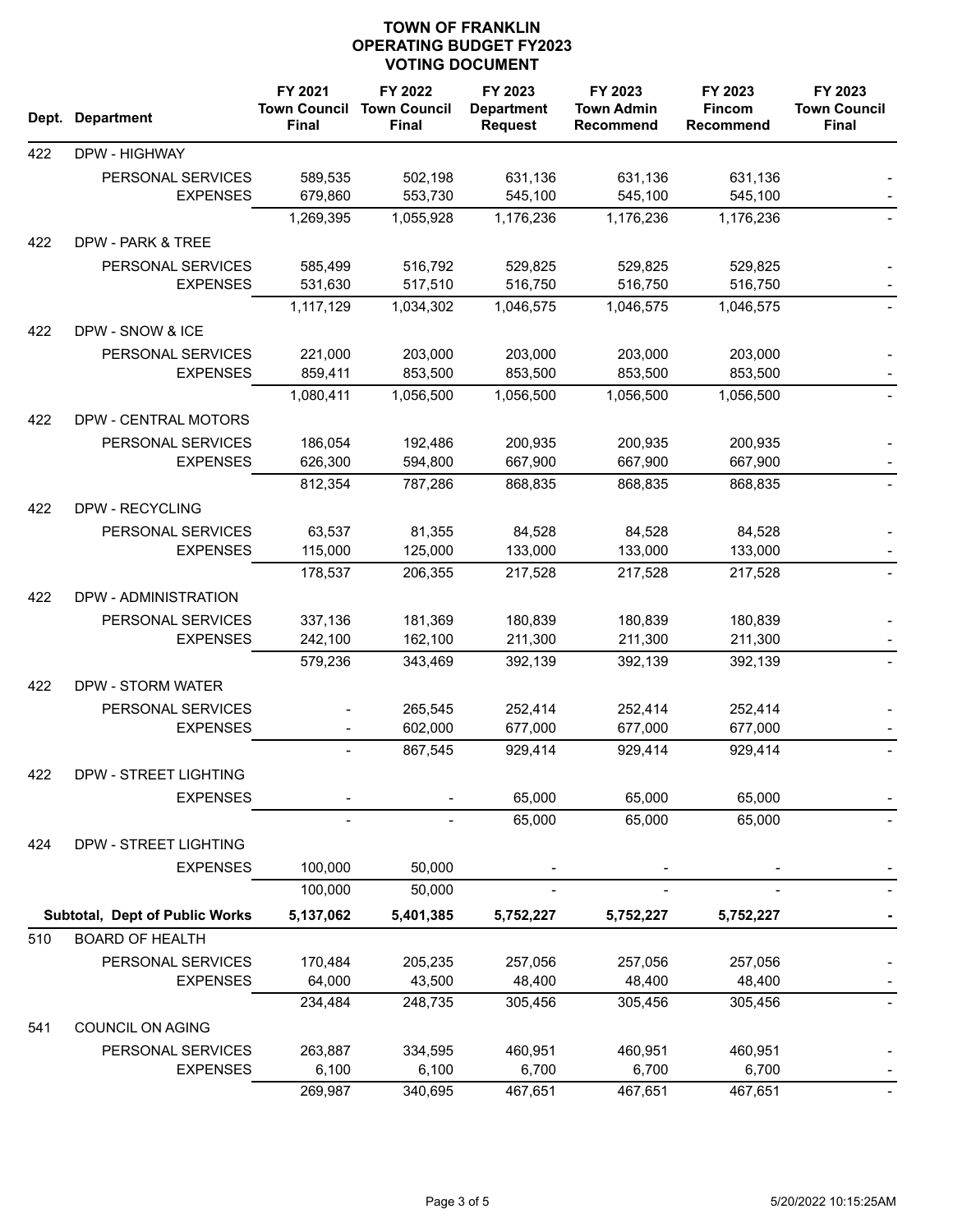# TOWN OF FRANKLIN
## OPERATING BUDGET FY2023
### VOTING DOCUMENT

| Dept. | Department | FY 2021 Town Council Final | FY 2022 Town Council Final | FY 2023 Department Request | FY 2023 Town Admin Recommend | FY 2023 Fincom Recommend | FY 2023 Town Council Final |
|---|---|---|---|---|---|---|---|
| 422 | DPW - HIGHWAY | | | | | | |
| | PERSONAL SERVICES | 589,535 | 502,198 | 631,136 | 631,136 | 631,136 | - |
| | EXPENSES | 679,860 | 553,730 | 545,100 | 545,100 | 545,100 | - |
| | | 1,269,395 | 1,055,928 | 1,176,236 | 1,176,236 | 1,176,236 | - |
| 422 | DPW - PARK & TREE | | | | | | |
| | PERSONAL SERVICES | 585,499 | 516,792 | 529,825 | 529,825 | 529,825 | - |
| | EXPENSES | 531,630 | 517,510 | 516,750 | 516,750 | 516,750 | - |
| | | 1,117,129 | 1,034,302 | 1,046,575 | 1,046,575 | 1,046,575 | - |
| 422 | DPW - SNOW & ICE | | | | | | |
| | PERSONAL SERVICES | 221,000 | 203,000 | 203,000 | 203,000 | 203,000 | - |
| | EXPENSES | 859,411 | 853,500 | 853,500 | 853,500 | 853,500 | - |
| | | 1,080,411 | 1,056,500 | 1,056,500 | 1,056,500 | 1,056,500 | - |
| 422 | DPW - CENTRAL MOTORS | | | | | | |
| | PERSONAL SERVICES | 186,054 | 192,486 | 200,935 | 200,935 | 200,935 | - |
| | EXPENSES | 626,300 | 594,800 | 667,900 | 667,900 | 667,900 | - |
| | | 812,354 | 787,286 | 868,835 | 868,835 | 868,835 | - |
| 422 | DPW - RECYCLING | | | | | | |
| | PERSONAL SERVICES | 63,537 | 81,355 | 84,528 | 84,528 | 84,528 | - |
| | EXPENSES | 115,000 | 125,000 | 133,000 | 133,000 | 133,000 | - |
| | | 178,537 | 206,355 | 217,528 | 217,528 | 217,528 | - |
| 422 | DPW - ADMINISTRATION | | | | | | |
| | PERSONAL SERVICES | 337,136 | 181,369 | 180,839 | 180,839 | 180,839 | - |
| | EXPENSES | 242,100 | 162,100 | 211,300 | 211,300 | 211,300 | - |
| | | 579,236 | 343,469 | 392,139 | 392,139 | 392,139 | - |
| 422 | DPW - STORM WATER | | | | | | |
| | PERSONAL SERVICES | - | 265,545 | 252,414 | 252,414 | 252,414 | - |
| | EXPENSES | - | 602,000 | 677,000 | 677,000 | 677,000 | - |
| | | - | 867,545 | 929,414 | 929,414 | 929,414 | - |
| 422 | DPW - STREET LIGHTING | | | | | | |
| | EXPENSES | - | - | 65,000 | 65,000 | 65,000 | - |
| | | - | - | 65,000 | 65,000 | 65,000 | - |
| 424 | DPW - STREET LIGHTING | | | | | | |
| | EXPENSES | 100,000 | 50,000 | - | - | - | - |
| | | 100,000 | 50,000 | - | - | - | - |
| | **Subtotal, Dept of Public Works** | **5,137,062** | **5,401,385** | **5,752,227** | **5,752,227** | **5,752,227** | **-** |
| 510 | BOARD OF HEALTH | | | | | | |
| | PERSONAL SERVICES | 170,484 | 205,235 | 257,056 | 257,056 | 257,056 | - |
| | EXPENSES | 64,000 | 43,500 | 48,400 | 48,400 | 48,400 | - |
| | | 234,484 | 248,735 | 305,456 | 305,456 | 305,456 | - |
| 541 | COUNCIL ON AGING | | | | | | |
| | PERSONAL SERVICES | 263,887 | 334,595 | 460,951 | 460,951 | 460,951 | - |
| | EXPENSES | 6,100 | 6,100 | 6,700 | 6,700 | 6,700 | - |
| | | 269,987 | 340,695 | 467,651 | 467,651 | 467,651 | - |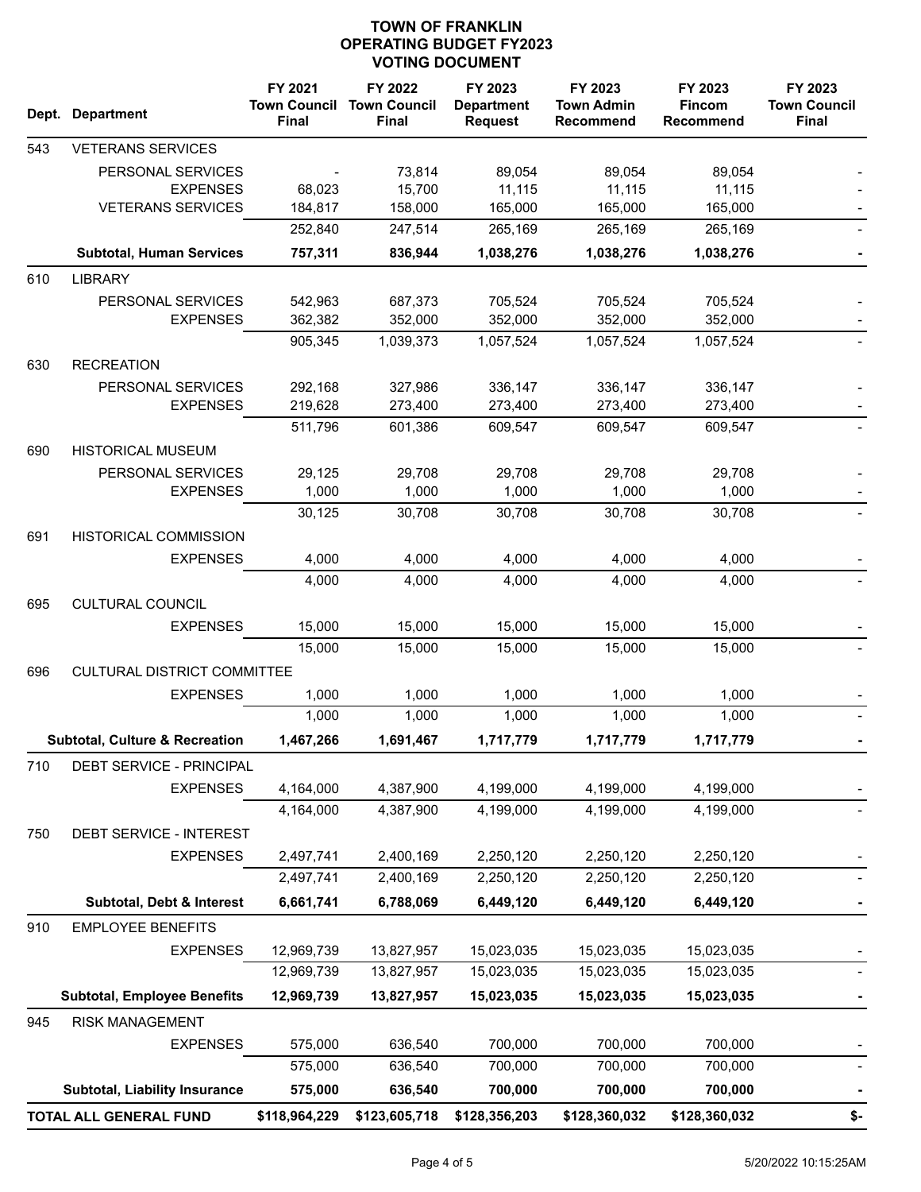# TOWN OF FRANKLIN
## OPERATING BUDGET FY2023
## VOTING DOCUMENT

| Dept. | Department | FY 2021 Town Council Final | FY 2022 Town Council Final | FY 2023 Department Request | FY 2023 Town Admin Recommend | FY 2023 Fincom Recommend | FY 2023 Town Council Final |
|---|---|---|---|---|---|---|---|
| 543 | VETERANS SERVICES | | | | | | |
| | PERSONAL SERVICES | - | 73,814 | 89,054 | 89,054 | 89,054 | - |
| | EXPENSES | 68,023 | 15,700 | 11,115 | 11,115 | 11,115 | - |
| | VETERANS SERVICES | 184,817 | 158,000 | 165,000 | 165,000 | 165,000 | - |
| | | 252,840 | 247,514 | 265,169 | 265,169 | 265,169 | - |
| | **Subtotal, Human Services** | **757,311** | **836,944** | **1,038,276** | **1,038,276** | **1,038,276** | **-** |
| 610 | LIBRARY | | | | | | |
| | PERSONAL SERVICES | 542,963 | 687,373 | 705,524 | 705,524 | 705,524 | - |
| | EXPENSES | 362,382 | 352,000 | 352,000 | 352,000 | 352,000 | - |
| | | 905,345 | 1,039,373 | 1,057,524 | 1,057,524 | 1,057,524 | - |
| 630 | RECREATION | | | | | | |
| | PERSONAL SERVICES | 292,168 | 327,986 | 336,147 | 336,147 | 336,147 | - |
| | EXPENSES | 219,628 | 273,400 | 273,400 | 273,400 | 273,400 | - |
| | | 511,796 | 601,386 | 609,547 | 609,547 | 609,547 | - |
| 690 | HISTORICAL MUSEUM | | | | | | |
| | PERSONAL SERVICES | 29,125 | 29,708 | 29,708 | 29,708 | 29,708 | - |
| | EXPENSES | 1,000 | 1,000 | 1,000 | 1,000 | 1,000 | - |
| | | 30,125 | 30,708 | 30,708 | 30,708 | 30,708 | - |
| 691 | HISTORICAL COMMISSION | | | | | | |
| | EXPENSES | 4,000 | 4,000 | 4,000 | 4,000 | 4,000 | - |
| | | 4,000 | 4,000 | 4,000 | 4,000 | 4,000 | - |
| 695 | CULTURAL COUNCIL | | | | | | |
| | EXPENSES | 15,000 | 15,000 | 15,000 | 15,000 | 15,000 | - |
| | | 15,000 | 15,000 | 15,000 | 15,000 | 15,000 | - |
| 696 | CULTURAL DISTRICT COMMITTEE | | | | | | |
| | EXPENSES | 1,000 | 1,000 | 1,000 | 1,000 | 1,000 | - |
| | | 1,000 | 1,000 | 1,000 | 1,000 | 1,000 | - |
| | **Subtotal, Culture & Recreation** | **1,467,266** | **1,691,467** | **1,717,779** | **1,717,779** | **1,717,779** | **-** |
| 710 | DEBT SERVICE - PRINCIPAL | | | | | | |
| | EXPENSES | 4,164,000 | 4,387,900 | 4,199,000 | 4,199,000 | 4,199,000 | - |
| | | 4,164,000 | 4,387,900 | 4,199,000 | 4,199,000 | 4,199,000 | - |
| 750 | DEBT SERVICE - INTEREST | | | | | | |
| | EXPENSES | 2,497,741 | 2,400,169 | 2,250,120 | 2,250,120 | 2,250,120 | - |
| | | 2,497,741 | 2,400,169 | 2,250,120 | 2,250,120 | 2,250,120 | - |
| | **Subtotal, Debt & Interest** | **6,661,741** | **6,788,069** | **6,449,120** | **6,449,120** | **6,449,120** | **-** |
| 910 | EMPLOYEE BENEFITS | | | | | | |
| | EXPENSES | 12,969,739 | 13,827,957 | 15,023,035 | 15,023,035 | 15,023,035 | - |
| | | 12,969,739 | 13,827,957 | 15,023,035 | 15,023,035 | 15,023,035 | - |
| | **Subtotal, Employee Benefits** | **12,969,739** | **13,827,957** | **15,023,035** | **15,023,035** | **15,023,035** | **-** |
| 945 | RISK MANAGEMENT | | | | | | |
| | EXPENSES | 575,000 | 636,540 | 700,000 | 700,000 | 700,000 | - |
| | | 575,000 | 636,540 | 700,000 | 700,000 | 700,000 | - |
| | **Subtotal, Liability Insurance** | **575,000** | **636,540** | **700,000** | **700,000** | **700,000** | **-** |
| **TOTAL ALL GENERAL FUND** | | **$118,964,229** | **$123,605,718** | **$128,356,203** | **$128,360,032** | **$128,360,032** | **$-** |

5/20/2022 10:15:25AM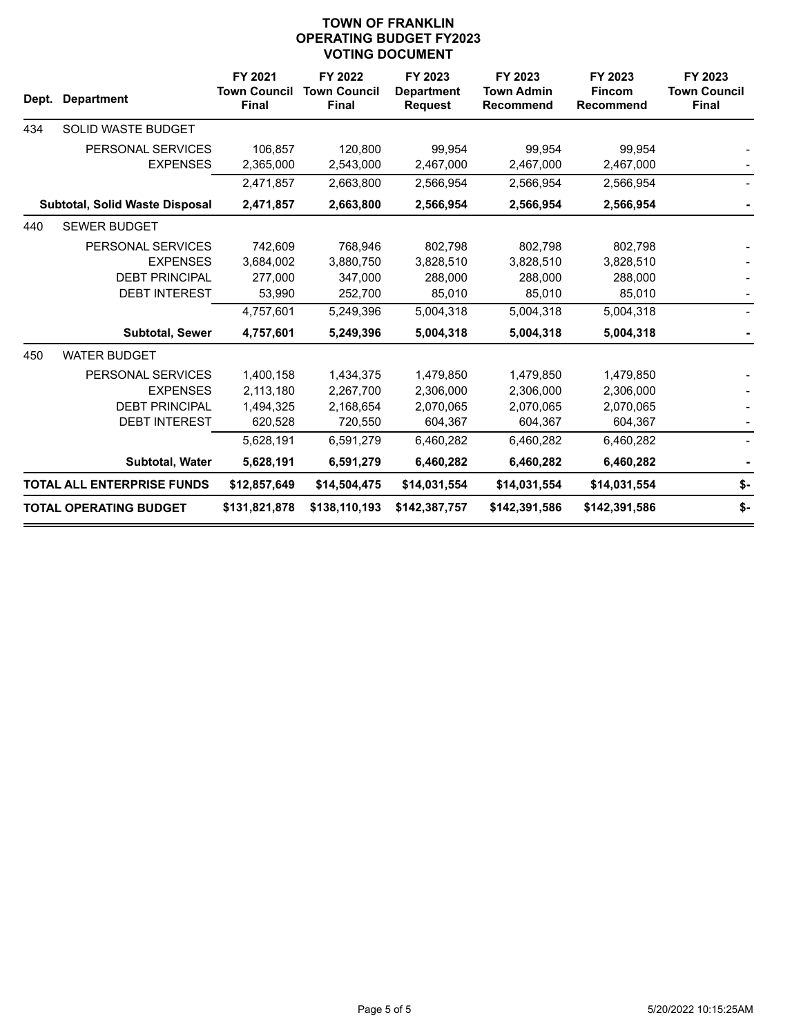# TOWN OF FRANKLIN
## OPERATING BUDGET FY2023
## VOTING DOCUMENT

| Dept. | Department | FY 2021 Town Council Final | FY 2022 Town Council Final | FY 2023 Department Request | FY 2023 Town Admin Recommend | FY 2023 Fincom Recommend | FY 2023 Town Council Final |
|---|---|---|---|---|---|---|---|
| 434 | SOLID WASTE BUDGET | | | | | | |
| | PERSONAL SERVICES | 106,857 | 120,800 | 99,954 | 99,954 | 99,954 | - |
| | EXPENSES | 2,365,000 | 2,543,000 | 2,467,000 | 2,467,000 | 2,467,000 | - |
| | | 2,471,857 | 2,663,800 | 2,566,954 | 2,566,954 | 2,566,954 | - |
| | **Subtotal, Solid Waste Disposal** | **2,471,857** | **2,663,800** | **2,566,954** | **2,566,954** | **2,566,954** | **-** |
| 440 | SEWER BUDGET | | | | | | |
| | PERSONAL SERVICES | 742,609 | 768,946 | 802,798 | 802,798 | 802,798 | - |
| | EXPENSES | 3,684,002 | 3,880,750 | 3,828,510 | 3,828,510 | 3,828,510 | - |
| | DEBT PRINCIPAL | 277,000 | 347,000 | 288,000 | 288,000 | 288,000 | - |
| | DEBT INTEREST | 53,990 | 252,700 | 85,010 | 85,010 | 85,010 | - |
| | | 4,757,601 | 5,249,396 | 5,004,318 | 5,004,318 | 5,004,318 | - |
| | **Subtotal, Sewer** | **4,757,601** | **5,249,396** | **5,004,318** | **5,004,318** | **5,004,318** | **-** |
| 450 | WATER BUDGET | | | | | | |
| | PERSONAL SERVICES | 1,400,158 | 1,434,375 | 1,479,850 | 1,479,850 | 1,479,850 | - |
| | EXPENSES | 2,113,180 | 2,267,700 | 2,306,000 | 2,306,000 | 2,306,000 | - |
| | DEBT PRINCIPAL | 1,494,325 | 2,168,654 | 2,070,065 | 2,070,065 | 2,070,065 | - |
| | DEBT INTEREST | 620,528 | 720,550 | 604,367 | 604,367 | 604,367 | - |
| | | 5,628,191 | 6,591,279 | 6,460,282 | 6,460,282 | 6,460,282 | - |
| | **Subtotal, Water** | **5,628,191** | **6,591,279** | **6,460,282** | **6,460,282** | **6,460,282** | **-** |
| | **TOTAL ALL ENTERPRISE FUNDS** | **$12,857,649** | **$14,504,475** | **$14,031,554** | **$14,031,554** | **$14,031,554** | **$-** |
| | **TOTAL OPERATING BUDGET** | **$131,821,878** | **$138,110,193** | **$142,387,757** | **$142,391,586** | **$142,391,586** | **$-** |

5/20/2022 10:15:25AM